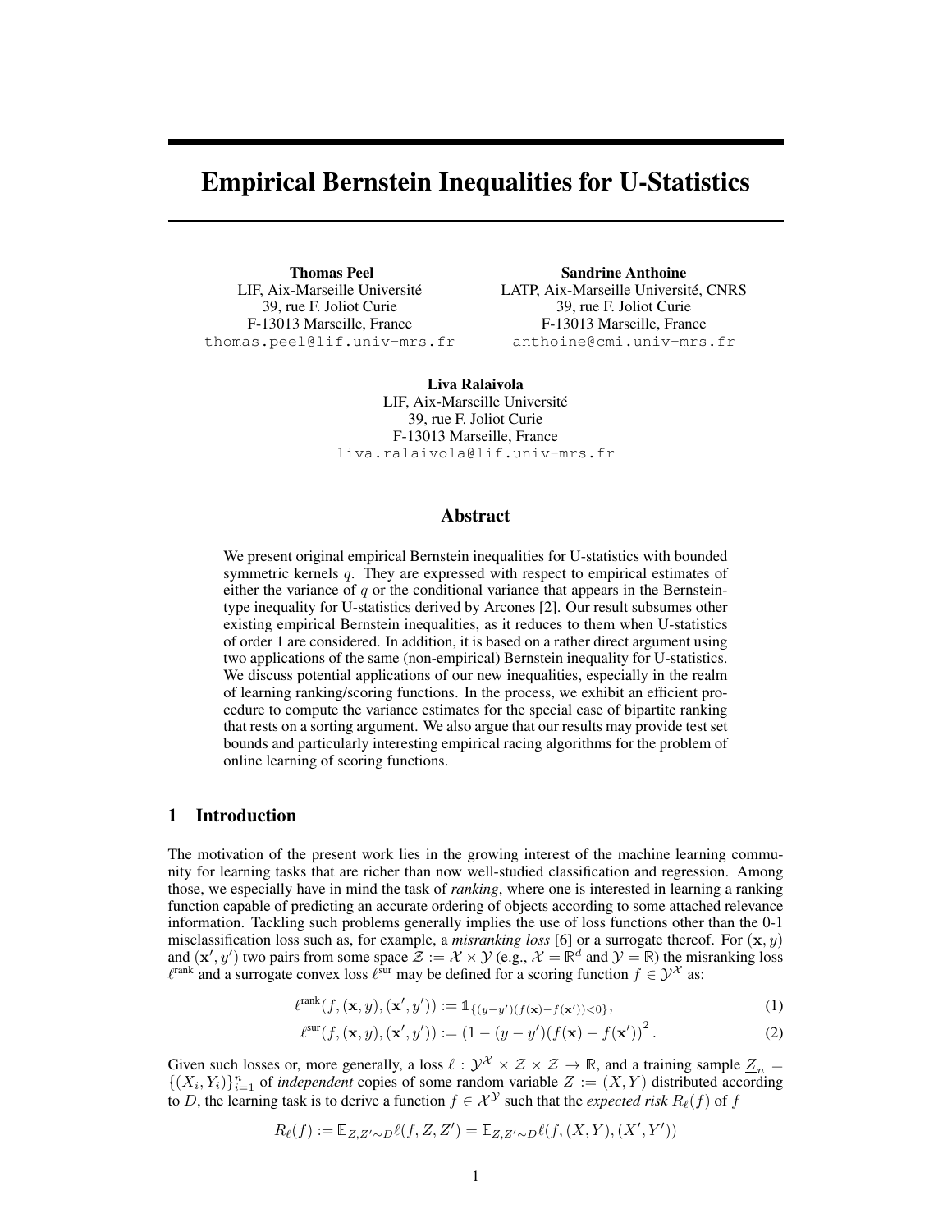# Empirical Bernstein Inequalities for U-Statistics

**Thomas Peel**
LIF, Aix-Marseille Université
39, rue F. Joliot Curie
F-13013 Marseille, France
thomas.peel@lif.univ-mrs.fr

**Sandrine Anthoine**
LATP, Aix-Marseille Université, CNRS
39, rue F. Joliot Curie
F-13013 Marseille, France
anthoine@cmi.univ-mrs.fr

**Liva Ralaivola**
LIF, Aix-Marseille Université
39, rue F. Joliot Curie
F-13013 Marseille, France
liva.ralaivola@lif.univ-mrs.fr

## Abstract

We present original empirical Bernstein inequalities for U-statistics with bounded symmetric kernels $q$. They are expressed with respect to empirical estimates of either the variance of $q$ or the conditional variance that appears in the Bernstein-type inequality for U-statistics derived by Arcones [2]. Our result subsumes other existing empirical Bernstein inequalities, as it reduces to them when U-statistics of order 1 are considered. In addition, it is based on a rather direct argument using two applications of the same (non-empirical) Bernstein inequality for U-statistics. We discuss potential applications of our new inequalities, especially in the realm of learning ranking/scoring functions. In the process, we exhibit an efficient procedure to compute the variance estimates for the special case of bipartite ranking that rests on a sorting argument. We also argue that our results may provide test set bounds and particularly interesting empirical racing algorithms for the problem of online learning of scoring functions.

## 1 Introduction

The motivation of the present work lies in the growing interest of the machine learning community for learning tasks that are richer than now well-studied classification and regression. Among those, we especially have in mind the task of *ranking*, where one is interested in learning a ranking function capable of predicting an accurate ordering of objects according to some attached relevance information. Tackling such problems generally implies the use of loss functions other than the 0-1 misclassification loss such as, for example, a *misranking loss* [6] or a surrogate thereof. For $(\mathbf{x}, y)$ and $(\mathbf{x}', y')$ two pairs from some space $\mathcal{Z} := \mathcal{X} \times \mathcal{Y}$ (e.g., $\mathcal{X} = \mathbb{R}^d$ and $\mathcal{Y} = \mathbb{R}$) the misranking loss $\ell^{\text{rank}}$ and a surrogate convex loss $\ell^{\text{sur}}$ may be defined for a scoring function $f \in \mathcal{Y}^{\mathcal{X}}$ as:

$$\ell^{\text{rank}}(f, (\mathbf{x}, y), (\mathbf{x}', y')) := \mathbb{1}_{\{(y-y')(f(\mathbf{x})-f(\mathbf{x}'))<0\}}, \tag{1}$$

$$\ell^{\text{sur}}(f, (\mathbf{x}, y), (\mathbf{x}', y')) := (1 - (y - y')(f(\mathbf{x}) - f(\mathbf{x}'))^2. \tag{2}$$

Given such losses or, more generally, a loss $\ell : \mathcal{Y}^{\mathcal{X}} \times \mathcal{Z} \times \mathcal{Z} \to \mathbb{R}$, and a training sample $\underline{Z}_n = \{(X_i, Y_i)\}_{i=1}^n$ of *independent* copies of some random variable $Z := (X, Y)$ distributed according to $D$, the learning task is to derive a function $f \in \mathcal{X}^{\mathcal{Y}}$ such that the *expected risk* $R_\ell(f)$ of $f$

$$R_\ell(f) := \mathbb{E}_{Z,Z'\sim D}\ell(f, Z, Z') = \mathbb{E}_{Z,Z'\sim D}\ell(f, (X, Y), (X', Y'))$$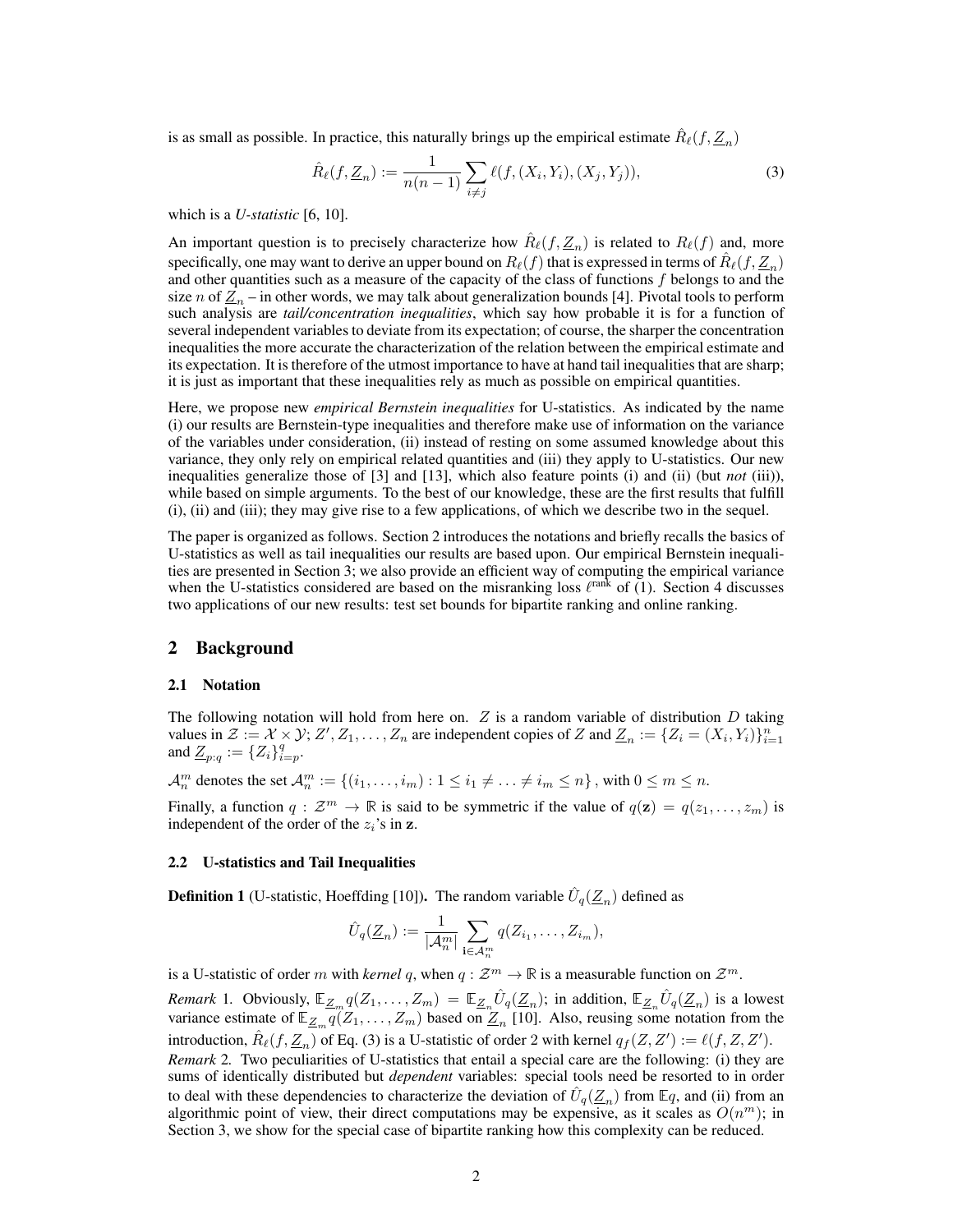is as small as possible. In practice, this naturally brings up the empirical estimate $\hat{R}_\ell(f, \underline{Z}_n)$

$$\hat{R}_\ell(f, \underline{Z}_n) := \frac{1}{n(n-1)} \sum_{i \neq j} \ell(f, (X_i, Y_i), (X_j, Y_j)), \tag{3}$$

which is a *U-statistic* [6, 10].

An important question is to precisely characterize how $\hat{R}_\ell(f, \underline{Z}_n)$ is related to $R_\ell(f)$ and, more specifically, one may want to derive an upper bound on $R_\ell(f)$ that is expressed in terms of $\hat{R}_\ell(f, \underline{Z}_n)$ and other quantities such as a measure of the capacity of the class of functions $f$ belongs to and the size $n$ of $\underline{Z}_n$ – in other words, we may talk about generalization bounds [4]. Pivotal tools to perform such analysis are *tail/concentration inequalities*, which say how probable it is for a function of several independent variables to deviate from its expectation; of course, the sharper the concentration inequalities the more accurate the characterization of the relation between the empirical estimate and its expectation. It is therefore of the utmost importance to have at hand tail inequalities that are sharp; it is just as important that these inequalities rely as much as possible on empirical quantities.

Here, we propose new *empirical Bernstein inequalities* for U-statistics. As indicated by the name (i) our results are Bernstein-type inequalities and therefore make use of information on the variance of the variables under consideration, (ii) instead of resting on some assumed knowledge about this variance, they only rely on empirical related quantities and (iii) they apply to U-statistics. Our new inequalities generalize those of [3] and [13], which also feature points (i) and (ii) (but *not* (iii)), while based on simple arguments. To the best of our knowledge, these are the first results that fulfill (i), (ii) and (iii); they may give rise to a few applications, of which we describe two in the sequel.

The paper is organized as follows. Section 2 introduces the notations and briefly recalls the basics of U-statistics as well as tail inequalities our results are based upon. Our empirical Bernstein inequalities are presented in Section 3; we also provide an efficient way of computing the empirical variance when the U-statistics considered are based on the misranking loss $\ell^{\text{rank}}$ of (1). Section 4 discusses two applications of our new results: test set bounds for bipartite ranking and online ranking.

## 2 Background

### 2.1 Notation

The following notation will hold from here on. $Z$ is a random variable of distribution $D$ taking values in $\mathcal{Z} := \mathcal{X} \times \mathcal{Y}$; $Z', Z_1, \ldots, Z_n$ are independent copies of $Z$ and $\underline{Z}_n := \{Z_i = (X_i, Y_i)\}_{i=1}^n$ and $\underline{Z}_{p:q} := \{Z_i\}_{i=p}^q$.

$\mathcal{A}_n^m$ denotes the set $\mathcal{A}_n^m := \{(i_1, \ldots, i_m) : 1 \leq i_1 \neq \ldots \neq i_m \leq n\}$, with $0 \leq m \leq n$.

Finally, a function $q : \mathcal{Z}^m \to \mathbb{R}$ is said to be symmetric if the value of $q(\mathbf{z}) = q(z_1, \ldots, z_m)$ is independent of the order of the $z_i$'s in $\mathbf{z}$.

### 2.2 U-statistics and Tail Inequalities

**Definition 1** (U-statistic, Hoeffding [10])**.** The random variable $\hat{U}_q(\underline{Z}_n)$ defined as

$$\hat{U}_q(\underline{Z}_n) := \frac{1}{|\mathcal{A}_n^m|} \sum_{\mathbf{i} \in \mathcal{A}_n^m} q(Z_{i_1}, \ldots, Z_{i_m}),$$

is a U-statistic of order $m$ with *kernel* $q$, when $q : \mathcal{Z}^m \to \mathbb{R}$ is a measurable function on $\mathcal{Z}^m$.

*Remark* 1. Obviously, $\mathbb{E}_{\underline{Z}_m} q(Z_1, \ldots, Z_m) = \mathbb{E}_{\underline{Z}_n} \hat{U}_q(\underline{Z}_n)$; in addition, $\mathbb{E}_{\underline{Z}_n} \hat{U}_q(\underline{Z}_n)$ is a lowest variance estimate of $\mathbb{E}_{\underline{Z}_m} q(Z_1, \ldots, Z_m)$ based on $\underline{Z}_n$ [10]. Also, reusing some notation from the introduction, $\hat{R}_\ell(f, \underline{Z}_n)$ of Eq. (3) is a U-statistic of order 2 with kernel $q_f(Z, Z') := \ell(f, Z, Z')$.

*Remark* 2. Two peculiarities of U-statistics that entail a special care are the following: (i) they are sums of identically distributed but *dependent* variables: special tools need be resorted to in order to deal with these dependencies to characterize the deviation of $\hat{U}_q(\underline{Z}_n)$ from $\mathbb{E}q$, and (ii) from an algorithmic point of view, their direct computations may be expensive, as it scales as $O(n^m)$; in Section 3, we show for the special case of bipartite ranking how this complexity can be reduced.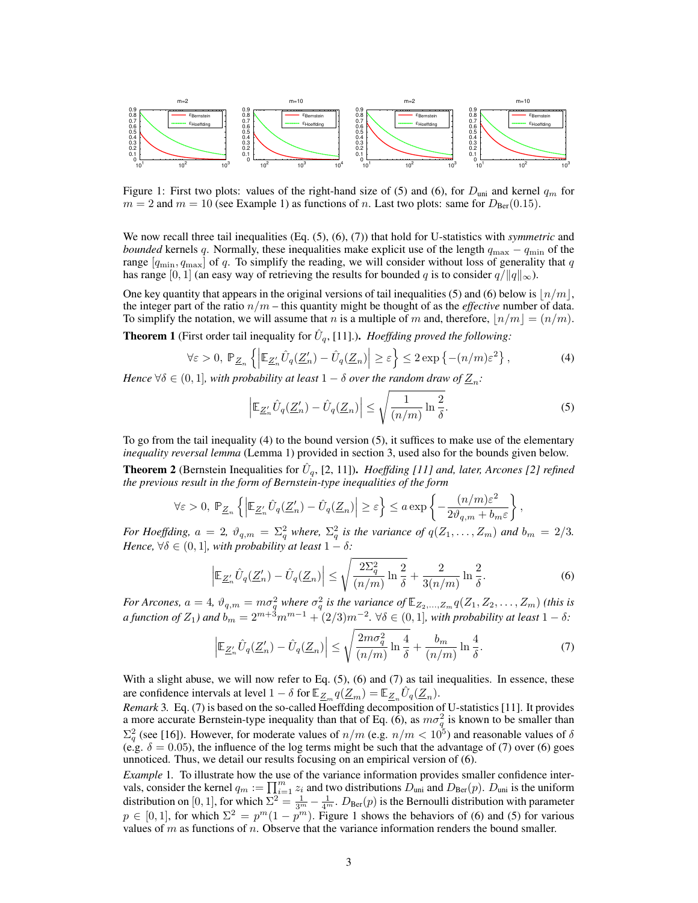Figure 1: First two plots: values of the right-hand size of (5) and (6), for $D_{\text{uni}}$ and kernel $q_m$ for $m = 2$ and $m = 10$ (see Example 1) as functions of $n$. Last two plots: same for $D_{\text{Ber}}(0.15)$.

We now recall three tail inequalities (Eq. (5), (6), (7)) that hold for U-statistics with *symmetric* and *bounded* kernels $q$. Normally, these inequalities make explicit use of the length $q_{\max} - q_{\min}$ of the range $[q_{\min}, q_{\max}]$ of $q$. To simplify the reading, we will consider without loss of generality that $q$ has range $[0, 1]$ (an easy way of retrieving the results for bounded $q$ is to consider $q/\|q\|_\infty$).

One key quantity that appears in the original versions of tail inequalities (5) and (6) below is $\lfloor n/m \rfloor$, the integer part of the ratio $n/m$ – this quantity might be thought of as the *effective* number of data. To simplify the notation, we will assume that $n$ is a multiple of $m$ and, therefore, $\lfloor n/m \rfloor = (n/m)$.

**Theorem 1** (First order tail inequality for $\hat{U}_q$, [11].). *Hoeffding proved the following:*

$$\forall \varepsilon > 0,\ \mathbb{P}_{\underline{Z}_n} \left\{ \left| \mathbb{E}_{\underline{Z}'_n} \hat{U}_q(\underline{Z}'_n) - \hat{U}_q(\underline{Z}_n) \right| \geq \varepsilon \right\} \leq 2 \exp\left\{ -(n/m)\varepsilon^2 \right\}, \tag{4}$$

*Hence* $\forall \delta \in (0, 1]$*, with probability at least* $1 - \delta$ *over the random draw of* $\underline{Z}_n$*:*

$$\left| \mathbb{E}_{\underline{Z}'_n} \hat{U}_q(\underline{Z}'_n) - \hat{U}_q(\underline{Z}_n) \right| \leq \sqrt{\frac{1}{(n/m)} \ln \frac{2}{\delta}}. \tag{5}$$

To go from the tail inequality (4) to the bound version (5), it suffices to make use of the elementary *inequality reversal lemma* (Lemma 1) provided in section 3, used also for the bounds given below.

**Theorem 2** (Bernstein Inequalities for $\hat{U}_q$, [2, 11]). *Hoeffding [11] and, later, Arcones [2] refined the previous result in the form of Bernstein-type inequalities of the form*

$$\forall \varepsilon > 0,\ \mathbb{P}_{\underline{Z}_n} \left\{ \left| \mathbb{E}_{\underline{Z}'_n} \hat{U}_q(\underline{Z}'_n) - \hat{U}_q(\underline{Z}_n) \right| \geq \varepsilon \right\} \leq a \exp\left\{ -\frac{(n/m)\varepsilon^2}{2\vartheta_{q,m} + b_m \varepsilon} \right\},$$

*For Hoeffding,* $a = 2$*,* $\vartheta_{q,m} = \Sigma_q^2$ *where,* $\Sigma_q^2$ *is the variance of* $q(Z_1, \ldots, Z_m)$ *and* $b_m = 2/3$*. Hence,* $\forall \delta \in (0, 1]$*, with probability at least* $1 - \delta$*:*

$$\left| \mathbb{E}_{\underline{Z}'_n} \hat{U}_q(\underline{Z}'_n) - \hat{U}_q(\underline{Z}_n) \right| \leq \sqrt{\frac{2\Sigma_q^2}{(n/m)} \ln \frac{2}{\delta}} + \frac{2}{3(n/m)} \ln \frac{2}{\delta}. \tag{6}$$

*For Arcones,* $a = 4$*,* $\vartheta_{q,m} = m\sigma_q^2$ *where* $\sigma_q^2$ *is the variance of* $\mathbb{E}_{Z_2,\ldots,Z_m} q(Z_1, Z_2, \ldots, Z_m)$ *(this is a function of* $Z_1$*) and* $b_m = 2^{m+3}m^{m-1} + (2/3)m^{-2}$*.* $\forall \delta \in (0, 1]$*, with probability at least* $1 - \delta$*:*

$$\left| \mathbb{E}_{\underline{Z}'_n} \hat{U}_q(\underline{Z}'_n) - \hat{U}_q(\underline{Z}_n) \right| \leq \sqrt{\frac{2m\sigma_q^2}{(n/m)} \ln \frac{4}{\delta}} + \frac{b_m}{(n/m)} \ln \frac{4}{\delta}. \tag{7}$$

With a slight abuse, we will now refer to Eq. (5), (6) and (7) as tail inequalities. In essence, these are confidence intervals at level $1 - \delta$ for $\mathbb{E}_{\underline{Z}_m} q(\underline{Z}_m) = \mathbb{E}_{\underline{Z}_n} \hat{U}_q(\underline{Z}_n)$.

*Remark* 3. Eq. (7) is based on the so-called Hoeffding decomposition of U-statistics [11]. It provides a more accurate Bernstein-type inequality than that of Eq. (6), as $m\sigma_q^2$ is known to be smaller than $\Sigma_q^2$ (see [16]). However, for moderate values of $n/m$ (e.g. $n/m < 10^5$) and reasonable values of $\delta$ (e.g. $\delta = 0.05$), the influence of the log terms might be such that the advantage of (7) over (6) goes unnoticed. Thus, we detail our results focusing on an empirical version of (6).

*Example* 1. To illustrate how the use of the variance information provides smaller confidence intervals, consider the kernel $q_m := \prod_{i=1}^m z_i$ and two distributions $D_{\text{uni}}$ and $D_{\text{Ber}}(p)$. $D_{\text{uni}}$ is the uniform distribution on $[0, 1]$, for which $\Sigma^2 = \frac{1}{3^m} - \frac{1}{4^m}$. $D_{\text{Ber}}(p)$ is the Bernoulli distribution with parameter $p \in [0, 1]$, for which $\Sigma^2 = p^m(1 - p^m)$. Figure 1 shows the behaviors of (6) and (5) for various values of $m$ as functions of $n$. Observe that the variance information renders the bound smaller.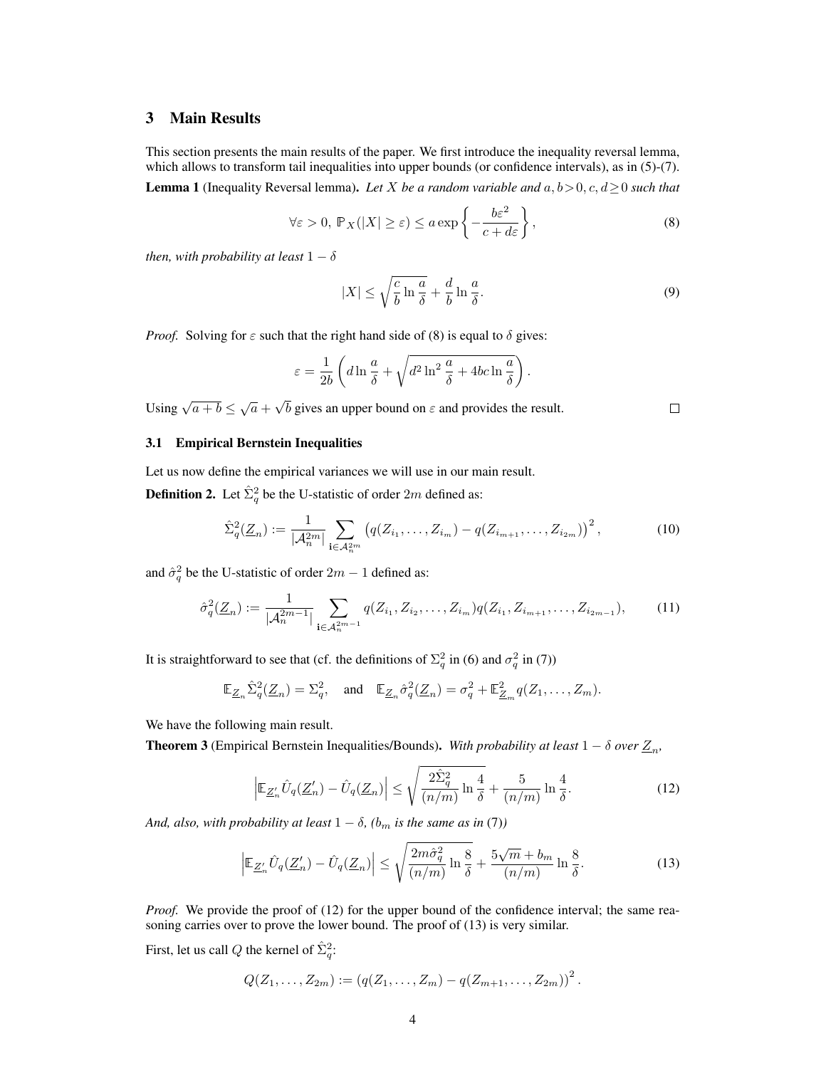## 3 Main Results

This section presents the main results of the paper. We first introduce the inequality reversal lemma, which allows to transform tail inequalities into upper bounds (or confidence intervals), as in (5)-(7).

**Lemma 1** (Inequality Reversal lemma). *Let $X$ be a random variable and $a, b > 0, c, d \geq 0$ such that*

$$\forall \varepsilon > 0,\ \mathbb{P}_X(|X| \geq \varepsilon) \leq a \exp\left\{-\frac{b\varepsilon^2}{c + d\varepsilon}\right\}, \tag{8}$$

*then, with probability at least $1-\delta$*

$$|X| \leq \sqrt{\frac{c}{b}\ln\frac{a}{\delta}} + \frac{d}{b}\ln\frac{a}{\delta}. \tag{9}$$

*Proof.* Solving for $\varepsilon$ such that the right hand side of (8) is equal to $\delta$ gives:

$$\varepsilon = \frac{1}{2b}\left(d\ln\frac{a}{\delta} + \sqrt{d^2\ln^2\frac{a}{\delta} + 4bc\ln\frac{a}{\delta}}\right).$$

Using $\sqrt{a+b} \leq \sqrt{a} + \sqrt{b}$ gives an upper bound on $\varepsilon$ and provides the result. $\square$

### 3.1 Empirical Bernstein Inequalities

Let us now define the empirical variances we will use in our main result.

**Definition 2.** Let $\hat{\Sigma}_q^2$ be the U-statistic of order $2m$ defined as:

$$\hat{\Sigma}_q^2(\underline{Z}_n) := \frac{1}{|\mathcal{A}_n^{2m}|}\sum_{\mathbf{i}\in\mathcal{A}_n^{2m}}\left(q(Z_{i_1},\ldots,Z_{i_m}) - q(Z_{i_{m+1}},\ldots,Z_{i_{2m}})\right)^2, \tag{10}$$

and $\hat{\sigma}_q^2$ be the U-statistic of order $2m-1$ defined as:

$$\hat{\sigma}_q^2(\underline{Z}_n) := \frac{1}{|\mathcal{A}_n^{2m-1}|}\sum_{\mathbf{i}\in\mathcal{A}_n^{2m-1}} q(Z_{i_1}, Z_{i_2},\ldots,Z_{i_m})q(Z_{i_1}, Z_{i_{m+1}},\ldots,Z_{i_{2m-1}}), \tag{11}$$

It is straightforward to see that (cf. the definitions of $\Sigma_q^2$ in (6) and $\sigma_q^2$ in (7))

$$\mathbb{E}_{\underline{Z}_n}\hat{\Sigma}_q^2(\underline{Z}_n) = \Sigma_q^2, \quad \text{and} \quad \mathbb{E}_{\underline{Z}_n}\hat{\sigma}_q^2(\underline{Z}_n) = \sigma_q^2 + \mathbb{E}^2_{\underline{Z}_m} q(Z_1,\ldots,Z_m).$$

We have the following main result.

**Theorem 3** (Empirical Bernstein Inequalities/Bounds). *With probability at least $1-\delta$ over $\underline{Z}_n$,*

$$\left|\mathbb{E}_{\underline{Z}'_n}\hat{U}_q(\underline{Z}'_n) - \hat{U}_q(\underline{Z}_n)\right| \leq \sqrt{\frac{2\hat{\Sigma}_q^2}{(n/m)}\ln\frac{4}{\delta}} + \frac{5}{(n/m)}\ln\frac{4}{\delta}. \tag{12}$$

*And, also, with probability at least $1-\delta$, ($b_m$ is the same as in (7))*

$$\left|\mathbb{E}_{\underline{Z}'_n}\hat{U}_q(\underline{Z}'_n) - \hat{U}_q(\underline{Z}_n)\right| \leq \sqrt{\frac{2m\hat{\sigma}_q^2}{(n/m)}\ln\frac{8}{\delta}} + \frac{5\sqrt{m} + b_m}{(n/m)}\ln\frac{8}{\delta}. \tag{13}$$

*Proof.* We provide the proof of (12) for the upper bound of the confidence interval; the same reasoning carries over to prove the lower bound. The proof of (13) is very similar.

First, let us call $Q$ the kernel of $\hat{\Sigma}_q^2$:

$$Q(Z_1,\ldots,Z_{2m}) := \left(q(Z_1,\ldots,Z_m) - q(Z_{m+1},\ldots,Z_{2m})\right)^2.$$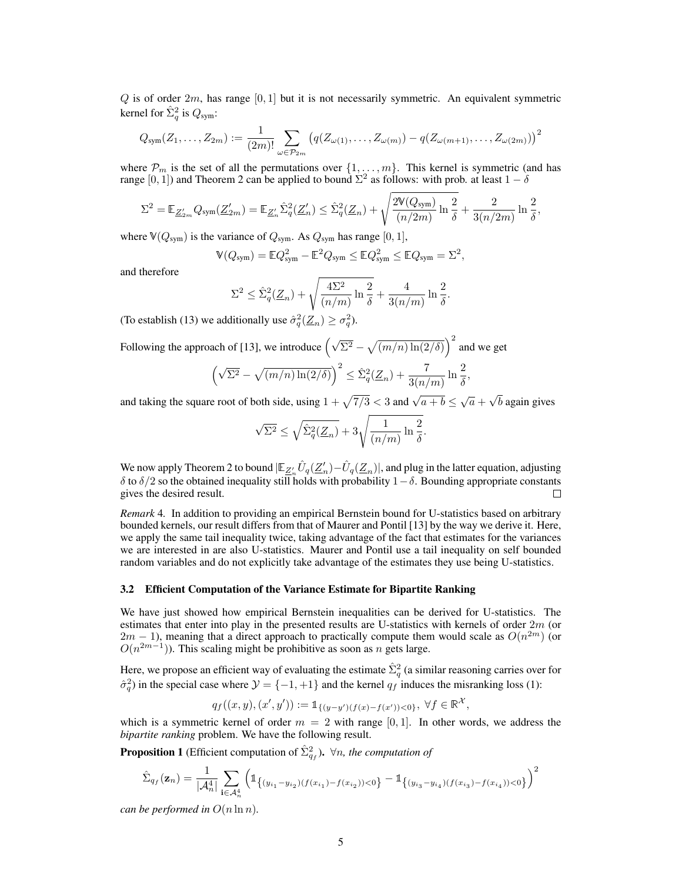$Q$ is of order $2m$, has range $[0,1]$ but it is not necessarily symmetric. An equivalent symmetric kernel for $\hat{\Sigma}_q^2$ is $Q_{\text{sym}}$:

$$Q_{\text{sym}}(Z_1,\ldots,Z_{2m}) := \frac{1}{(2m)!}\sum_{\omega\in\mathcal{P}_{2m}}\left(q(Z_{\omega(1)},\ldots,Z_{\omega(m)}) - q(Z_{\omega(m+1)},\ldots,Z_{\omega(2m)})\right)^2$$

where $\mathcal{P}_m$ is the set of all the permutations over $\{1,\ldots,m\}$. This kernel is symmetric (and has range $[0,1]$) and Theorem 2 can be applied to bound $\Sigma^2$ as follows: with prob. at least $1-\delta$

$$\Sigma^2 = \mathbb{E}_{\underline{Z}'_{2m}} Q_{\text{sym}}(\underline{Z}'_{2m}) = \mathbb{E}_{\underline{Z}'_n}\hat{\Sigma}_q^2(\underline{Z}'_n) \le \hat{\Sigma}_q^2(\underline{Z}_n) + \sqrt{\frac{2\mathbb{V}(Q_{\text{sym}})}{(n/2m)}\ln\frac{2}{\delta}} + \frac{2}{3(n/2m)}\ln\frac{2}{\delta},$$

where $\mathbb{V}(Q_{\text{sym}})$ is the variance of $Q_{\text{sym}}$. As $Q_{\text{sym}}$ has range $[0,1]$,

$$\mathbb{V}(Q_{\text{sym}}) = \mathbb{E}Q_{\text{sym}}^2 - \mathbb{E}^2 Q_{\text{sym}} \le \mathbb{E}Q_{\text{sym}}^2 \le \mathbb{E}Q_{\text{sym}} = \Sigma^2,$$

and therefore

$$\Sigma^2 \le \hat{\Sigma}_q^2(\underline{Z}_n) + \sqrt{\frac{4\Sigma^2}{(n/m)}\ln\frac{2}{\delta}} + \frac{4}{3(n/m)}\ln\frac{2}{\delta}.$$

(To establish (13) we additionally use $\hat{\sigma}_q^2(\underline{Z}_n) \ge \sigma_q^2$).

Following the approach of [13], we introduce $\left(\sqrt{\Sigma^2} - \sqrt{(m/n)\ln(2/\delta)}\right)^2$ and we get

$$\left(\sqrt{\Sigma^2} - \sqrt{(m/n)\ln(2/\delta)}\right)^2 \le \hat{\Sigma}_q^2(\underline{Z}_n) + \frac{7}{3(n/m)}\ln\frac{2}{\delta},$$

and taking the square root of both side, using $1+\sqrt{7/3} < 3$ and $\sqrt{a+b} \le \sqrt{a}+\sqrt{b}$ again gives

$$\sqrt{\Sigma^2} \le \sqrt{\hat{\Sigma}_q^2(\underline{Z}_n)} + 3\sqrt{\frac{1}{(n/m)}\ln\frac{2}{\delta}}.$$

We now apply Theorem 2 to bound $|\mathbb{E}_{\underline{Z}'_n}\hat{U}_q(\underline{Z}'_n) - \hat{U}_q(\underline{Z}_n)|$, and plug in the latter equation, adjusting $\delta$ to $\delta/2$ so the obtained inequality still holds with probability $1-\delta$. Bounding appropriate constants gives the desired result. □

*Remark* 4. In addition to providing an empirical Bernstein bound for U-statistics based on arbitrary bounded kernels, our result differs from that of Maurer and Pontil [13] by the way we derive it. Here, we apply the same tail inequality twice, taking advantage of the fact that estimates for the variances we are interested in are also U-statistics. Maurer and Pontil use a tail inequality on self bounded random variables and do not explicitly take advantage of the estimates they use being U-statistics.

### 3.2 Efficient Computation of the Variance Estimate for Bipartite Ranking

We have just showed how empirical Bernstein inequalities can be derived for U-statistics. The estimates that enter into play in the presented results are U-statistics with kernels of order $2m$ (or $2m-1$), meaning that a direct approach to practically compute them would scale as $O(n^{2m})$ (or $O(n^{2m-1})$). This scaling might be prohibitive as soon as $n$ gets large.

Here, we propose an efficient way of evaluating the estimate $\hat{\Sigma}_q^2$ (a similar reasoning carries over for $\hat{\sigma}_q^2$) in the special case where $\mathcal{Y} = \{-1,+1\}$ and the kernel $q_f$ induces the misranking loss (1):

$$q_f((x,y),(x',y')) := \mathbb{1}_{\{(y-y')(f(x)-f(x'))<0\}},\ \forall f\in\mathbb{R}^{\mathcal{X}},$$

which is a symmetric kernel of order $m=2$ with range $[0,1]$. In other words, we address the *bipartite ranking* problem. We have the following result.

**Proposition 1** (Efficient computation of $\hat{\Sigma}_{q_f}^2$). *$\forall n$, the computation of*

$$\hat{\Sigma}_{q_f}(\mathbf{z}_n) = \frac{1}{|\mathcal{A}_n^4|}\sum_{\mathbf{i}\in\mathcal{A}_n^4}\left(\mathbb{1}_{\{(y_{i_1}-y_{i_2})(f(x_{i_1})-f(x_{i_2}))<0\}} - \mathbb{1}_{\{(y_{i_3}-y_{i_4})(f(x_{i_3})-f(x_{i_4}))<0\}}\right)^2$$

*can be performed in $O(n\ln n)$.*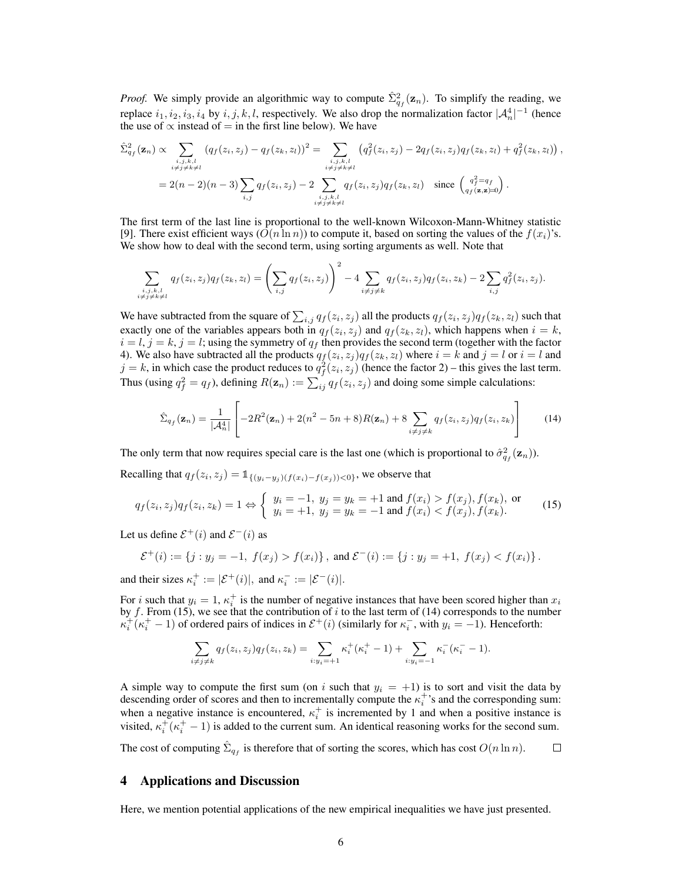*Proof.* We simply provide an algorithmic way to compute $\hat{\Sigma}^2_{q_f}(\mathbf{z}_n)$. To simplify the reading, we replace $i_1, i_2, i_3, i_4$ by $i, j, k, l$, respectively. We also drop the normalization factor $|\mathcal{A}^4_n|^{-1}$ (hence the use of $\propto$ instead of $=$ in the first line below). We have

$$\hat{\Sigma}^2_{q_f}(\mathbf{z}_n) \propto \sum_{\substack{i,j,k,l \\ i\neq j\neq k\neq l}} (q_f(z_i,z_j) - q_f(z_k,z_l))^2 = \sum_{\substack{i,j,k,l \\ i\neq j\neq k\neq l}} \left(q_f^2(z_i,z_j) - 2q_f(z_i,z_j)q_f(z_k,z_l) + q_f^2(z_k,z_l)\right),$$

$$= 2(n-2)(n-3)\sum_{i,j} q_f(z_i,z_j) - 2\sum_{\substack{i,j,k,l \\ i\neq j\neq k\neq l}} q_f(z_i,z_j)q_f(z_k,z_l) \quad \text{since } \begin{pmatrix} q_f^2 = q_f \\ q_f(\mathbf{z},\mathbf{z}) = 0 \end{pmatrix}.$$

The first term of the last line is proportional to the well-known Wilcoxon-Mann-Whitney statistic [9]. There exist efficient ways ($O(n \ln n)$) to compute it, based on sorting the values of the $f(x_i)$'s. We show how to deal with the second term, using sorting arguments as well. Note that

$$\sum_{\substack{i,j,k,l \\ i\neq j\neq k\neq l}} q_f(z_i,z_j)q_f(z_k,z_l) = \left(\sum_{i,j} q_f(z_i,z_j)\right)^2 - 4\sum_{i\neq j\neq k} q_f(z_i,z_j)q_f(z_i,z_k) - 2\sum_{i,j} q_f^2(z_i,z_j).$$

We have subtracted from the square of $\sum_{i,j} q_f(z_i,z_j)$ all the products $q_f(z_i,z_j)q_f(z_k,z_l)$ such that exactly one of the variables appears both in $q_f(z_i,z_j)$ and $q_f(z_k,z_l)$, which happens when $i = k$, $i = l$, $j = k$, $j = l$; using the symmetry of $q_f$ then provides the second term (together with the factor 4). We also have subtracted all the products $q_f(z_i,z_j)q_f(z_k,z_l)$ where $i = k$ and $j = l$ or $i = l$ and $j = k$, in which case the product reduces to $q_f^2(z_i,z_j)$ (hence the factor 2) – this gives the last term. Thus (using $q_f^2 = q_f$), defining $R(\mathbf{z}_n) := \sum_{ij} q_f(z_i,z_j)$ and doing some simple calculations:

$$\hat{\Sigma}_{q_f}(\mathbf{z}_n) = \frac{1}{|\mathcal{A}^4_n|}\left[-2R^2(\mathbf{z}_n) + 2(n^2 - 5n + 8)R(\mathbf{z}_n) + 8\sum_{i\neq j\neq k} q_f(z_i,z_j)q_f(z_i,z_k)\right] \tag{14}$$

The only term that now requires special care is the last one (which is proportional to $\hat{\sigma}^2_{q_f}(\mathbf{z}_n)$).

Recalling that $q_f(z_i,z_j) = \mathbb{1}_{\{(y_i - y_j)(f(x_i) - f(x_j)) < 0\}}$, we observe that

$$q_f(z_i,z_j)q_f(z_i,z_k) = 1 \Leftrightarrow \begin{cases} y_i = -1,\ y_j = y_k = +1 \text{ and } f(x_i) > f(x_j), f(x_k), \text{ or} \\ y_i = +1,\ y_j = y_k = -1 \text{ and } f(x_i) < f(x_j), f(x_k). \end{cases} \tag{15}$$

Let us define $\mathcal{E}^+(i)$ and $\mathcal{E}^-(i)$ as

$$\mathcal{E}^+(i) := \{j : y_j = -1,\ f(x_j) > f(x_i)\}, \text{ and } \mathcal{E}^-(i) := \{j : y_j = +1,\ f(x_j) < f(x_i)\}.$$

and their sizes $\kappa_i^+ := |\mathcal{E}^+(i)|$, and $\kappa_i^- := |\mathcal{E}^-(i)|$.

For $i$ such that $y_i = 1$, $\kappa_i^+$ is the number of negative instances that have been scored higher than $x_i$ by $f$. From (15), we see that the contribution of $i$ to the last term of (14) corresponds to the number $\kappa_i^+(\kappa_i^+ - 1)$ of ordered pairs of indices in $\mathcal{E}^+(i)$ (similarly for $\kappa_i^-$, with $y_i = -1$). Henceforth:

$$\sum_{i\neq j\neq k} q_f(z_i,z_j)q_f(z_i,z_k) = \sum_{i:y_i=+1} \kappa_i^+(\kappa_i^+ - 1) + \sum_{i:y_i=-1} \kappa_i^-(\kappa_i^- - 1).$$

A simple way to compute the first sum (on $i$ such that $y_i = +1$) is to sort and visit the data by descending order of scores and then to incrementally compute the $\kappa_i^+$'s and the corresponding sum: when a negative instance is encountered, $\kappa_i^+$ is incremented by 1 and when a positive instance is visited, $\kappa_i^+(\kappa_i^+ - 1)$ is added to the current sum. An identical reasoning works for the second sum.

The cost of computing $\hat{\Sigma}_{q_f}$ is therefore that of sorting the scores, which has cost $O(n \ln n)$. □

## 4 Applications and Discussion

Here, we mention potential applications of the new empirical inequalities we have just presented.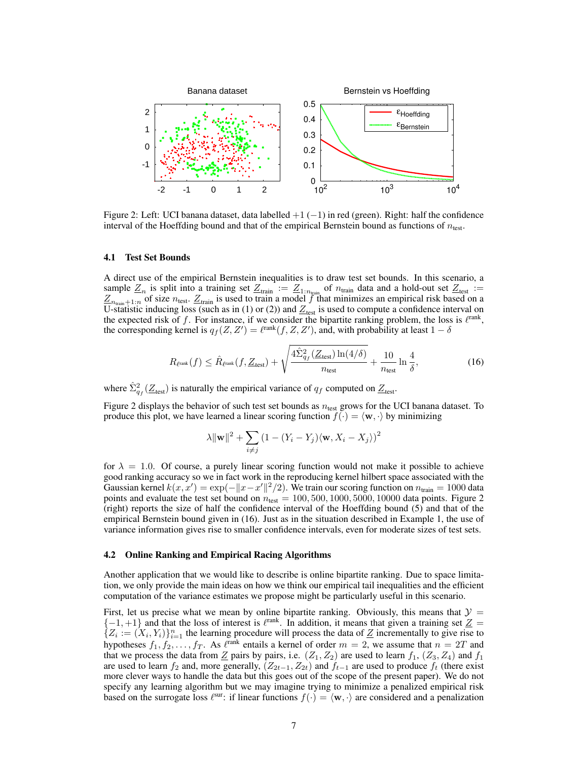Figure 2: Left: UCI banana dataset, data labelled $+1$ ($-1$) in red (green). Right: half the confidence interval of the Hoeffding bound and that of the empirical Bernstein bound as functions of $n_{\text{test}}$.

### 4.1 Test Set Bounds

A direct use of the empirical Bernstein inequalities is to draw test set bounds. In this scenario, a sample $\underline{Z}_n$ is split into a training set $\underline{Z}_{\text{train}} := \underline{Z}_{1:n_{\text{train}}}$ of $n_{\text{train}}$ data and a hold-out set $\underline{Z}_{\text{test}} := \underline{Z}_{n_{\text{train}}+1:n}$ of size $n_{\text{test}}$. $\underline{Z}_{\text{train}}$ is used to train a model $f$ that minimizes an empirical risk based on a U-statistic inducing loss (such as in (1) or (2)) and $\underline{Z}_{\text{test}}$ is used to compute a confidence interval on the expected risk of $f$. For instance, if we consider the bipartite ranking problem, the loss is $\ell^{\text{rank}}$, the corresponding kernel is $q_f(Z, Z') = \ell^{\text{rank}}(f, Z, Z')$, and, with probability at least $1 - \delta$

$$R_{\ell^{\text{rank}}}(f) \leq \hat{R}_{\ell^{\text{rank}}}(f, \underline{Z}_{\text{test}}) + \sqrt{\frac{4\hat{\Sigma}^2_{q_f}(\underline{Z}_{\text{test}})\ln(4/\delta)}{n_{\text{test}}}} + \frac{10}{n_{\text{test}}}\ln\frac{4}{\delta}, \tag{16}$$

where $\hat{\Sigma}^2_{q_f}(\underline{Z}_{\text{test}})$ is naturally the empirical variance of $q_f$ computed on $\underline{Z}_{\text{test}}$.

Figure 2 displays the behavior of such test set bounds as $n_{\text{test}}$ grows for the UCI banana dataset. To produce this plot, we have learned a linear scoring function $f(\cdot) = \langle \mathbf{w}, \cdot \rangle$ by minimizing

$$\lambda\|\mathbf{w}\|^2 + \sum_{i \neq j}(1 - (Y_i - Y_j)\langle \mathbf{w}, X_i - X_j \rangle)^2$$

for $\lambda = 1.0$. Of course, a purely linear scoring function would not make it possible to achieve good ranking accuracy so we in fact work in the reproducing kernel hilbert space associated with the Gaussian kernel $k(x, x') = \exp(-\|x - x'\|^2/2)$. We train our scoring function on $n_{\text{train}} = 1000$ data points and evaluate the test set bound on $n_{\text{test}} = 100, 500, 1000, 5000, 10000$ data points. Figure 2 (right) reports the size of half the confidence interval of the Hoeffding bound (5) and that of the empirical Bernstein bound given in (16). Just as in the situation described in Example 1, the use of variance information gives rise to smaller confidence intervals, even for moderate sizes of test sets.

### 4.2 Online Ranking and Empirical Racing Algorithms

Another application that we would like to describe is online bipartite ranking. Due to space limitation, we only provide the main ideas on how we think our empirical tail inequalities and the efficient computation of the variance estimates we propose might be particularly useful in this scenario.

First, let us precise what we mean by online bipartite ranking. Obviously, this means that $\mathcal{Y} = \{-1, +1\}$ and that the loss of interest is $\ell^{\text{rank}}$. In addition, it means that given a training set $\underline{Z} = \{Z_i := (X_i, Y_i)\}_{i=1}^n$ the learning procedure will process the data of $\underline{Z}$ incrementally to give rise to hypotheses $f_1, f_2, \ldots, f_T$. As $\ell^{\text{rank}}$ entails a kernel of order $m = 2$, we assume that $n = 2T$ and that we process the data from $\underline{Z}$ pairs by pairs, i.e. $(Z_1, Z_2)$ are used to learn $f_1$, $(Z_3, Z_4)$ and $f_1$ are used to learn $f_2$ and, more generally, $(Z_{2t-1}, Z_{2t})$ and $f_{t-1}$ are used to produce $f_t$ (there exist more clever ways to handle the data but this goes out of the scope of the present paper). We do not specify any learning algorithm but we may imagine trying to minimize a penalized empirical risk based on the surrogate loss $\ell^{\text{sur}}$: if linear functions $f(\cdot) = \langle \mathbf{w}, \cdot \rangle$ are considered and a penalization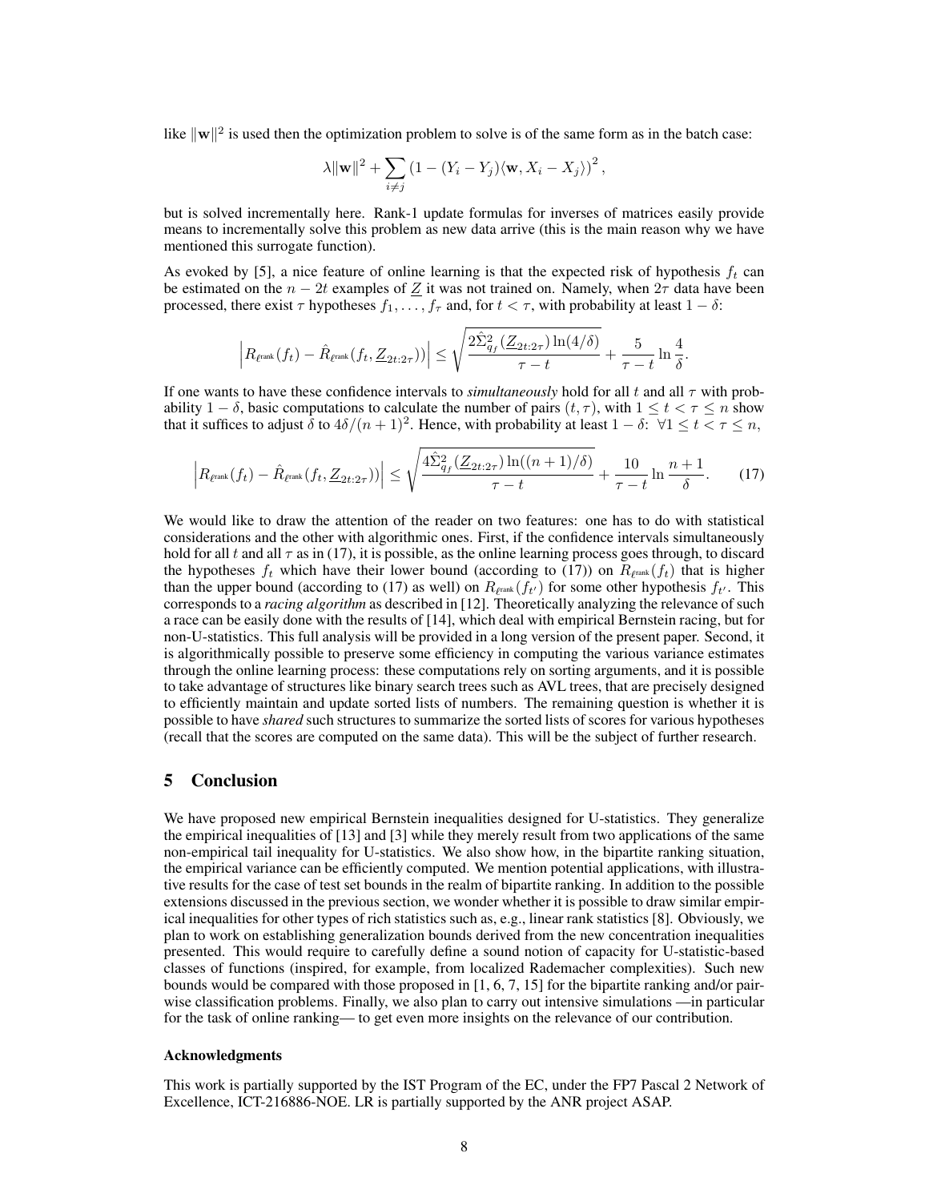like $\|\mathbf{w}\|^2$ is used then the optimization problem to solve is of the same form as in the batch case:

$$\lambda\|\mathbf{w}\|^2 + \sum_{i \neq j} \left(1 - (Y_i - Y_j)\langle \mathbf{w}, X_i - X_j \rangle\right)^2,$$

but is solved incrementally here. Rank-1 update formulas for inverses of matrices easily provide means to incrementally solve this problem as new data arrive (this is the main reason why we have mentioned this surrogate function).

As evoked by [5], a nice feature of online learning is that the expected risk of hypothesis $f_t$ can be estimated on the $n - 2t$ examples of $\underline{Z}$ it was not trained on. Namely, when $2\tau$ data have been processed, there exist $\tau$ hypotheses $f_1, \ldots, f_\tau$ and, for $t < \tau$, with probability at least $1 - \delta$:

$$\left| R_{\ell^{\text{rank}}}(f_t) - \hat{R}_{\ell^{\text{rank}}}(f_t, \underline{Z}_{2t:2\tau}) \right| \leq \sqrt{\frac{2\hat{\Sigma}^2_{q_f}(\underline{Z}_{2t:2\tau})\ln(4/\delta)}{\tau - t}} + \frac{5}{\tau - t}\ln\frac{4}{\delta}.$$

If one wants to have these confidence intervals to *simultaneously* hold for all $t$ and all $\tau$ with probability $1 - \delta$, basic computations to calculate the number of pairs $(t, \tau)$, with $1 \leq t < \tau \leq n$ show that it suffices to adjust $\delta$ to $4\delta/(n+1)^2$. Hence, with probability at least $1 - \delta$: $\forall 1 \leq t < \tau \leq n$,

$$\left| R_{\ell^{\text{rank}}}(f_t) - \hat{R}_{\ell^{\text{rank}}}(f_t, \underline{Z}_{2t:2\tau}) \right| \leq \sqrt{\frac{4\hat{\Sigma}^2_{q_f}(\underline{Z}_{2t:2\tau})\ln((n+1)/\delta)}{\tau - t}} + \frac{10}{\tau - t}\ln\frac{n+1}{\delta}. \tag{17}$$

We would like to draw the attention of the reader on two features: one has to do with statistical considerations and the other with algorithmic ones. First, if the confidence intervals simultaneously hold for all $t$ and all $\tau$ as in (17), it is possible, as the online learning process goes through, to discard the hypotheses $f_t$ which have their lower bound (according to (17)) on $R_{\ell^{\text{rank}}}(f_t)$ that is higher than the upper bound (according to (17) as well) on $R_{\ell^{\text{rank}}}(f_{t'})$ for some other hypothesis $f_{t'}$. This corresponds to a *racing algorithm* as described in [12]. Theoretically analyzing the relevance of such a race can be easily done with the results of [14], which deal with empirical Bernstein racing, but for non-U-statistics. This full analysis will be provided in a long version of the present paper. Second, it is algorithmically possible to preserve some efficiency in computing the various variance estimates through the online learning process: these computations rely on sorting arguments, and it is possible to take advantage of structures like binary search trees such as AVL trees, that are precisely designed to efficiently maintain and update sorted lists of numbers. The remaining question is whether it is possible to have *shared* such structures to summarize the sorted lists of scores for various hypotheses (recall that the scores are computed on the same data). This will be the subject of further research.

## 5 Conclusion

We have proposed new empirical Bernstein inequalities designed for U-statistics. They generalize the empirical inequalities of [13] and [3] while they merely result from two applications of the same non-empirical tail inequality for U-statistics. We also show how, in the bipartite ranking situation, the empirical variance can be efficiently computed. We mention potential applications, with illustrative results for the case of test set bounds in the realm of bipartite ranking. In addition to the possible extensions discussed in the previous section, we wonder whether it is possible to draw similar empirical inequalities for other types of rich statistics such as, e.g., linear rank statistics [8]. Obviously, we plan to work on establishing generalization bounds derived from the new concentration inequalities presented. This would require to carefully define a sound notion of capacity for U-statistic-based classes of functions (inspired, for example, from localized Rademacher complexities). Such new bounds would be compared with those proposed in [1, 6, 7, 15] for the bipartite ranking and/or pairwise classification problems. Finally, we also plan to carry out intensive simulations —in particular for the task of online ranking— to get even more insights on the relevance of our contribution.

### Acknowledgments

This work is partially supported by the IST Program of the EC, under the FP7 Pascal 2 Network of Excellence, ICT-216886-NOE. LR is partially supported by the ANR project ASAP.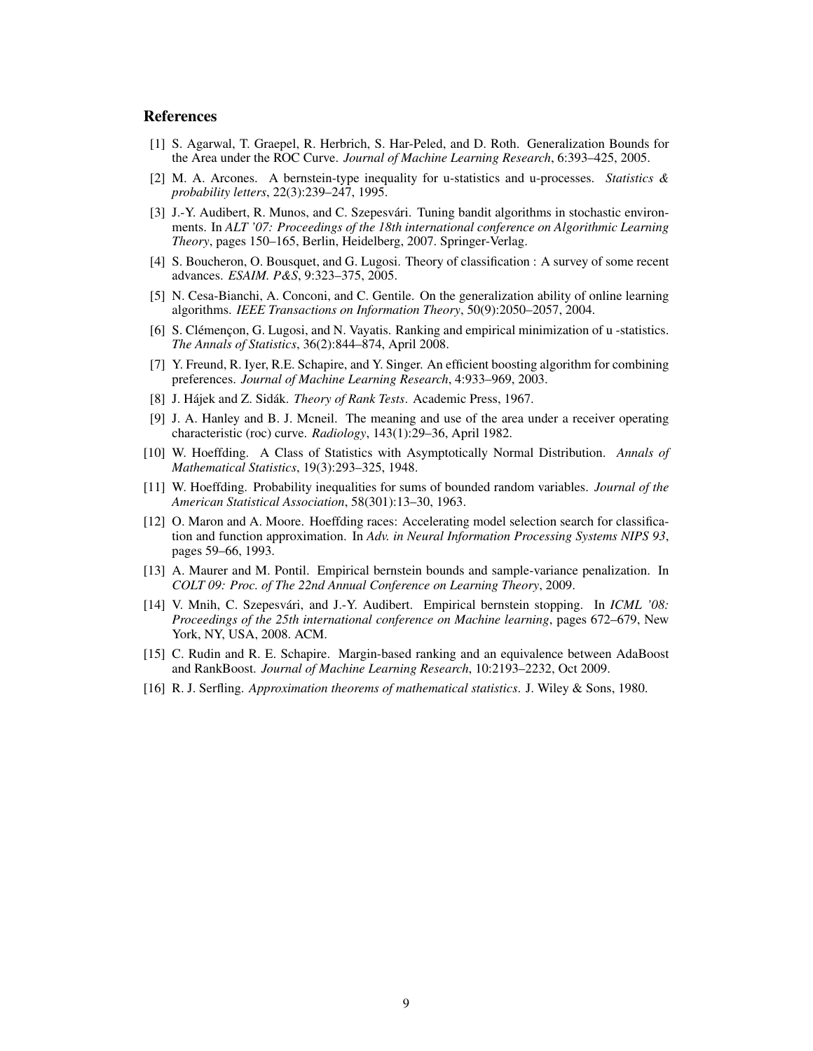## References

[1] S. Agarwal, T. Graepel, R. Herbrich, S. Har-Peled, and D. Roth. Generalization Bounds for the Area under the ROC Curve. *Journal of Machine Learning Research*, 6:393–425, 2005.

[2] M. A. Arcones. A bernstein-type inequality for u-statistics and u-processes. *Statistics & probability letters*, 22(3):239–247, 1995.

[3] J.-Y. Audibert, R. Munos, and C. Szepesvári. Tuning bandit algorithms in stochastic environments. In *ALT '07: Proceedings of the 18th international conference on Algorithmic Learning Theory*, pages 150–165, Berlin, Heidelberg, 2007. Springer-Verlag.

[4] S. Boucheron, O. Bousquet, and G. Lugosi. Theory of classification : A survey of some recent advances. *ESAIM. P&S*, 9:323–375, 2005.

[5] N. Cesa-Bianchi, A. Conconi, and C. Gentile. On the generalization ability of online learning algorithms. *IEEE Transactions on Information Theory*, 50(9):2050–2057, 2004.

[6] S. Clémençon, G. Lugosi, and N. Vayatis. Ranking and empirical minimization of u -statistics. *The Annals of Statistics*, 36(2):844–874, April 2008.

[7] Y. Freund, R. Iyer, R.E. Schapire, and Y. Singer. An efficient boosting algorithm for combining preferences. *Journal of Machine Learning Research*, 4:933–969, 2003.

[8] J. Hájek and Z. Sidák. *Theory of Rank Tests*. Academic Press, 1967.

[9] J. A. Hanley and B. J. Mcneil. The meaning and use of the area under a receiver operating characteristic (roc) curve. *Radiology*, 143(1):29–36, April 1982.

[10] W. Hoeffding. A Class of Statistics with Asymptotically Normal Distribution. *Annals of Mathematical Statistics*, 19(3):293–325, 1948.

[11] W. Hoeffding. Probability inequalities for sums of bounded random variables. *Journal of the American Statistical Association*, 58(301):13–30, 1963.

[12] O. Maron and A. Moore. Hoeffding races: Accelerating model selection search for classification and function approximation. In *Adv. in Neural Information Processing Systems NIPS 93*, pages 59–66, 1993.

[13] A. Maurer and M. Pontil. Empirical bernstein bounds and sample-variance penalization. In *COLT 09: Proc. of The 22nd Annual Conference on Learning Theory*, 2009.

[14] V. Mnih, C. Szepesvári, and J.-Y. Audibert. Empirical bernstein stopping. In *ICML '08: Proceedings of the 25th international conference on Machine learning*, pages 672–679, New York, NY, USA, 2008. ACM.

[15] C. Rudin and R. E. Schapire. Margin-based ranking and an equivalence between AdaBoost and RankBoost. *Journal of Machine Learning Research*, 10:2193–2232, Oct 2009.

[16] R. J. Serfling. *Approximation theorems of mathematical statistics*. J. Wiley & Sons, 1980.